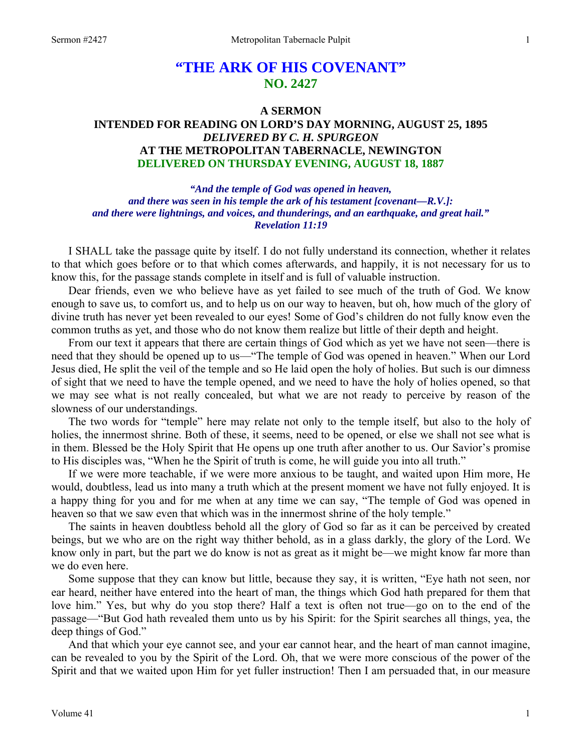# "THE ARK OF HIS COVENANT"
## NO. 2427

### A SERMON
### INTENDED FOR READING ON LORD'S DAY MORNING, AUGUST 25, 1895
### *DELIVERED BY C. H. SPURGEON*
### AT THE METROPOLITAN TABERNACLE, NEWINGTON
### DELIVERED ON THURSDAY EVENING, AUGUST 18, 1887

***"And the temple of God was opened in heaven, and there was seen in his temple the ark of his testament [covenant—R.V.]: and there were lightnings, and voices, and thunderings, and an earthquake, and great hail." Revelation 11:19***

I SHALL take the passage quite by itself. I do not fully understand its connection, whether it relates to that which goes before or to that which comes afterwards, and happily, it is not necessary for us to know this, for the passage stands complete in itself and is full of valuable instruction.

Dear friends, even we who believe have as yet failed to see much of the truth of God. We know enough to save us, to comfort us, and to help us on our way to heaven, but oh, how much of the glory of divine truth has never yet been revealed to our eyes! Some of God's children do not fully know even the common truths as yet, and those who do not know them realize but little of their depth and height.

From our text it appears that there are certain things of God which as yet we have not seen—there is need that they should be opened up to us—"The temple of God was opened in heaven." When our Lord Jesus died, He split the veil of the temple and so He laid open the holy of holies. But such is our dimness of sight that we need to have the temple opened, and we need to have the holy of holies opened, so that we may see what is not really concealed, but what we are not ready to perceive by reason of the slowness of our understandings.

The two words for "temple" here may relate not only to the temple itself, but also to the holy of holies, the innermost shrine. Both of these, it seems, need to be opened, or else we shall not see what is in them. Blessed be the Holy Spirit that He opens up one truth after another to us. Our Savior's promise to His disciples was, "When he the Spirit of truth is come, he will guide you into all truth."

If we were more teachable, if we were more anxious to be taught, and waited upon Him more, He would, doubtless, lead us into many a truth which at the present moment we have not fully enjoyed. It is a happy thing for you and for me when at any time we can say, "The temple of God was opened in heaven so that we saw even that which was in the innermost shrine of the holy temple."

The saints in heaven doubtless behold all the glory of God so far as it can be perceived by created beings, but we who are on the right way thither behold, as in a glass darkly, the glory of the Lord. We know only in part, but the part we do know is not as great as it might be—we might know far more than we do even here.

Some suppose that they can know but little, because they say, it is written, "Eye hath not seen, nor ear heard, neither have entered into the heart of man, the things which God hath prepared for them that love him." Yes, but why do you stop there? Half a text is often not true—go on to the end of the passage—"But God hath revealed them unto us by his Spirit: for the Spirit searches all things, yea, the deep things of God."

And that which your eye cannot see, and your ear cannot hear, and the heart of man cannot imagine, can be revealed to you by the Spirit of the Lord. Oh, that we were more conscious of the power of the Spirit and that we waited upon Him for yet fuller instruction! Then I am persuaded that, in our measure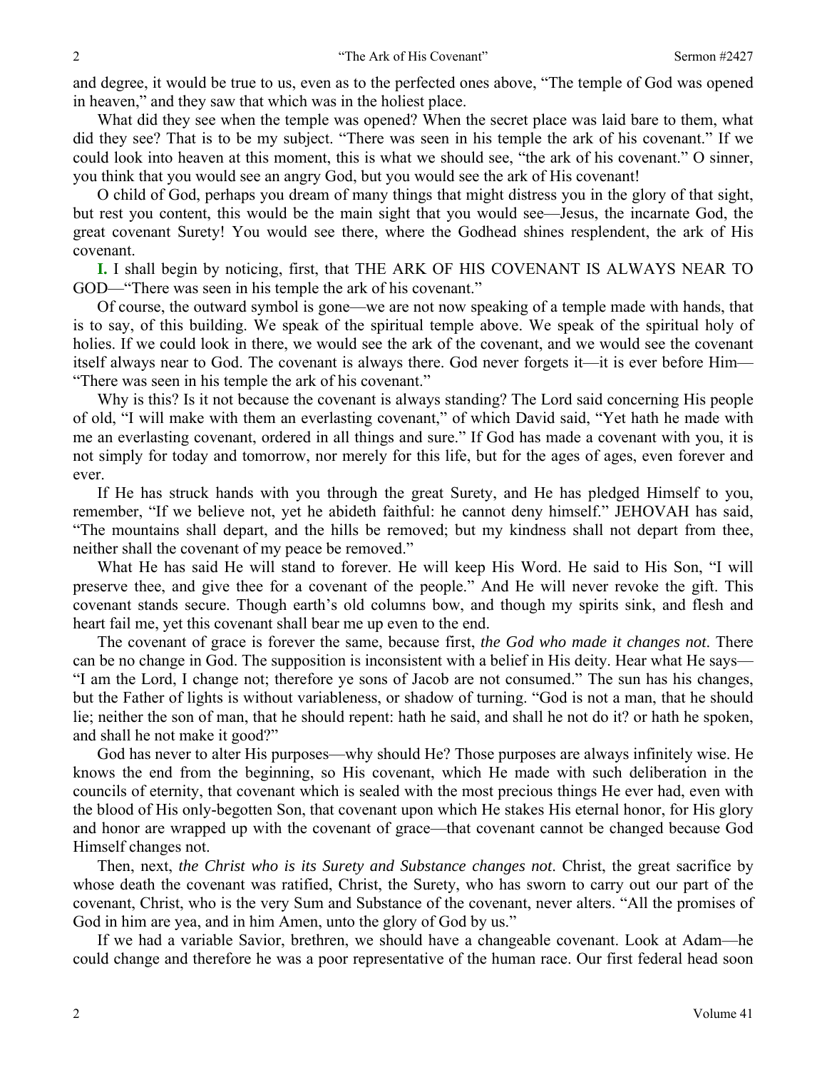and degree, it would be true to us, even as to the perfected ones above, "The temple of God was opened in heaven," and they saw that which was in the holiest place.

What did they see when the temple was opened? When the secret place was laid bare to them, what did they see? That is to be my subject. "There was seen in his temple the ark of his covenant." If we could look into heaven at this moment, this is what we should see, "the ark of his covenant." O sinner, you think that you would see an angry God, but you would see the ark of His covenant!

O child of God, perhaps you dream of many things that might distress you in the glory of that sight, but rest you content, this would be the main sight that you would see—Jesus, the incarnate God, the great covenant Surety! You would see there, where the Godhead shines resplendent, the ark of His covenant.

**I.** I shall begin by noticing, first, that THE ARK OF HIS COVENANT IS ALWAYS NEAR TO GOD—"There was seen in his temple the ark of his covenant."

Of course, the outward symbol is gone—we are not now speaking of a temple made with hands, that is to say, of this building. We speak of the spiritual temple above. We speak of the spiritual holy of holies. If we could look in there, we would see the ark of the covenant, and we would see the covenant itself always near to God. The covenant is always there. God never forgets it—it is ever before Him—"There was seen in his temple the ark of his covenant."

Why is this? Is it not because the covenant is always standing? The Lord said concerning His people of old, "I will make with them an everlasting covenant," of which David said, "Yet hath he made with me an everlasting covenant, ordered in all things and sure." If God has made a covenant with you, it is not simply for today and tomorrow, nor merely for this life, but for the ages of ages, even forever and ever.

If He has struck hands with you through the great Surety, and He has pledged Himself to you, remember, "If we believe not, yet he abideth faithful: he cannot deny himself." JEHOVAH has said, "The mountains shall depart, and the hills be removed; but my kindness shall not depart from thee, neither shall the covenant of my peace be removed."

What He has said He will stand to forever. He will keep His Word. He said to His Son, "I will preserve thee, and give thee for a covenant of the people." And He will never revoke the gift. This covenant stands secure. Though earth's old columns bow, and though my spirits sink, and flesh and heart fail me, yet this covenant shall bear me up even to the end.

The covenant of grace is forever the same, because first, *the God who made it changes not*. There can be no change in God. The supposition is inconsistent with a belief in His deity. Hear what He says—"I am the Lord, I change not; therefore ye sons of Jacob are not consumed." The sun has his changes, but the Father of lights is without variableness, or shadow of turning. "God is not a man, that he should lie; neither the son of man, that he should repent: hath he said, and shall he not do it? or hath he spoken, and shall he not make it good?"

God has never to alter His purposes—why should He? Those purposes are always infinitely wise. He knows the end from the beginning, so His covenant, which He made with such deliberation in the councils of eternity, that covenant which is sealed with the most precious things He ever had, even with the blood of His only-begotten Son, that covenant upon which He stakes His eternal honor, for His glory and honor are wrapped up with the covenant of grace—that covenant cannot be changed because God Himself changes not.

Then, next, *the Christ who is its Surety and Substance changes not*. Christ, the great sacrifice by whose death the covenant was ratified, Christ, the Surety, who has sworn to carry out our part of the covenant, Christ, who is the very Sum and Substance of the covenant, never alters. "All the promises of God in him are yea, and in him Amen, unto the glory of God by us."

If we had a variable Savior, brethren, we should have a changeable covenant. Look at Adam—he could change and therefore he was a poor representative of the human race. Our first federal head soon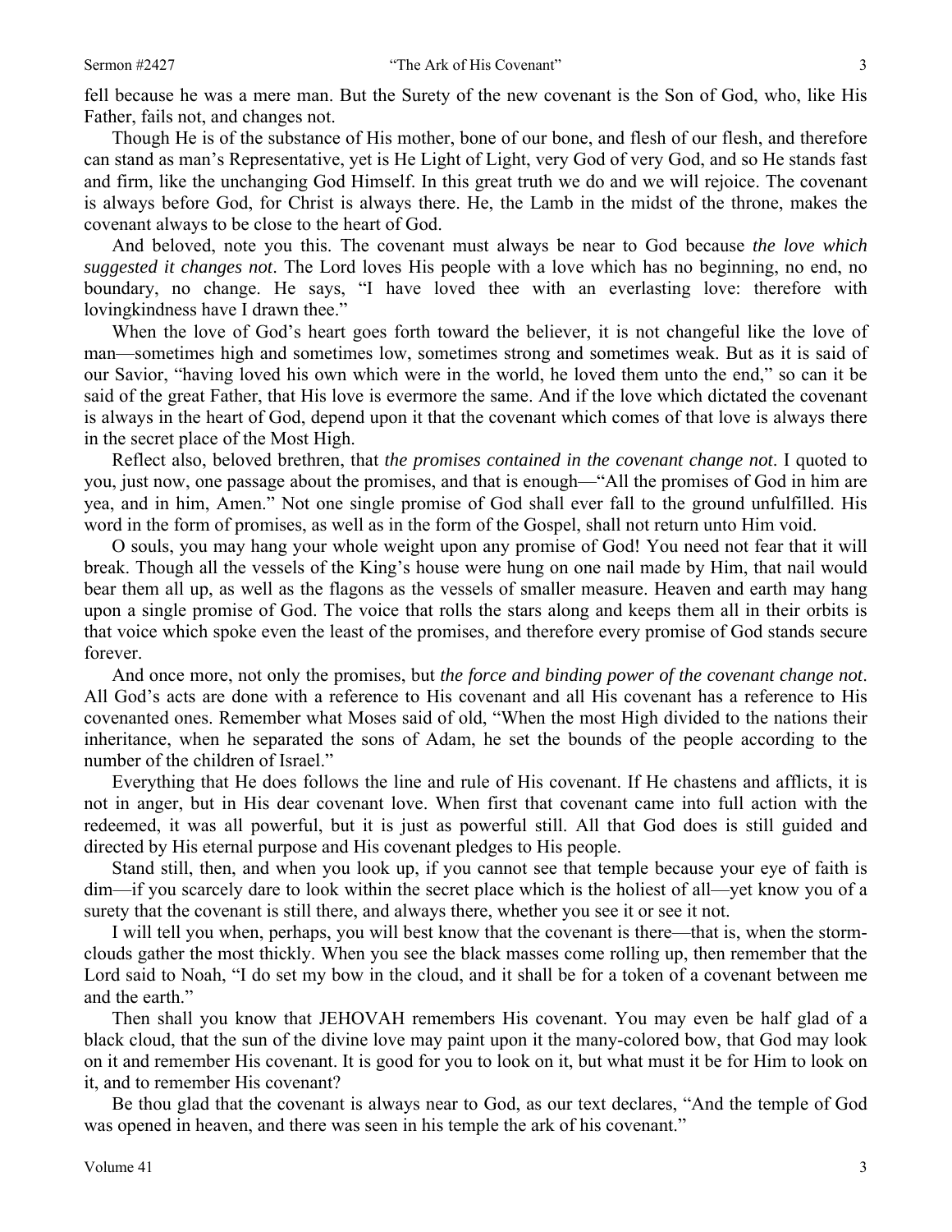fell because he was a mere man. But the Surety of the new covenant is the Son of God, who, like His Father, fails not, and changes not.

Though He is of the substance of His mother, bone of our bone, and flesh of our flesh, and therefore can stand as man's Representative, yet is He Light of Light, very God of very God, and so He stands fast and firm, like the unchanging God Himself. In this great truth we do and we will rejoice. The covenant is always before God, for Christ is always there. He, the Lamb in the midst of the throne, makes the covenant always to be close to the heart of God.

And beloved, note you this. The covenant must always be near to God because *the love which suggested it changes not*. The Lord loves His people with a love which has no beginning, no end, no boundary, no change. He says, "I have loved thee with an everlasting love: therefore with lovingkindness have I drawn thee."

When the love of God's heart goes forth toward the believer, it is not changeful like the love of man—sometimes high and sometimes low, sometimes strong and sometimes weak. But as it is said of our Savior, "having loved his own which were in the world, he loved them unto the end," so can it be said of the great Father, that His love is evermore the same. And if the love which dictated the covenant is always in the heart of God, depend upon it that the covenant which comes of that love is always there in the secret place of the Most High.

Reflect also, beloved brethren, that *the promises contained in the covenant change not*. I quoted to you, just now, one passage about the promises, and that is enough—"All the promises of God in him are yea, and in him, Amen." Not one single promise of God shall ever fall to the ground unfulfilled. His word in the form of promises, as well as in the form of the Gospel, shall not return unto Him void.

O souls, you may hang your whole weight upon any promise of God! You need not fear that it will break. Though all the vessels of the King's house were hung on one nail made by Him, that nail would bear them all up, as well as the flagons as the vessels of smaller measure. Heaven and earth may hang upon a single promise of God. The voice that rolls the stars along and keeps them all in their orbits is that voice which spoke even the least of the promises, and therefore every promise of God stands secure forever.

And once more, not only the promises, but *the force and binding power of the covenant change not*. All God's acts are done with a reference to His covenant and all His covenant has a reference to His covenanted ones. Remember what Moses said of old, "When the most High divided to the nations their inheritance, when he separated the sons of Adam, he set the bounds of the people according to the number of the children of Israel."

Everything that He does follows the line and rule of His covenant. If He chastens and afflicts, it is not in anger, but in His dear covenant love. When first that covenant came into full action with the redeemed, it was all powerful, but it is just as powerful still. All that God does is still guided and directed by His eternal purpose and His covenant pledges to His people.

Stand still, then, and when you look up, if you cannot see that temple because your eye of faith is dim—if you scarcely dare to look within the secret place which is the holiest of all—yet know you of a surety that the covenant is still there, and always there, whether you see it or see it not.

I will tell you when, perhaps, you will best know that the covenant is there—that is, when the storm-clouds gather the most thickly. When you see the black masses come rolling up, then remember that the Lord said to Noah, "I do set my bow in the cloud, and it shall be for a token of a covenant between me and the earth."

Then shall you know that JEHOVAH remembers His covenant. You may even be half glad of a black cloud, that the sun of the divine love may paint upon it the many-colored bow, that God may look on it and remember His covenant. It is good for you to look on it, but what must it be for Him to look on it, and to remember His covenant?

Be thou glad that the covenant is always near to God, as our text declares, "And the temple of God was opened in heaven, and there was seen in his temple the ark of his covenant."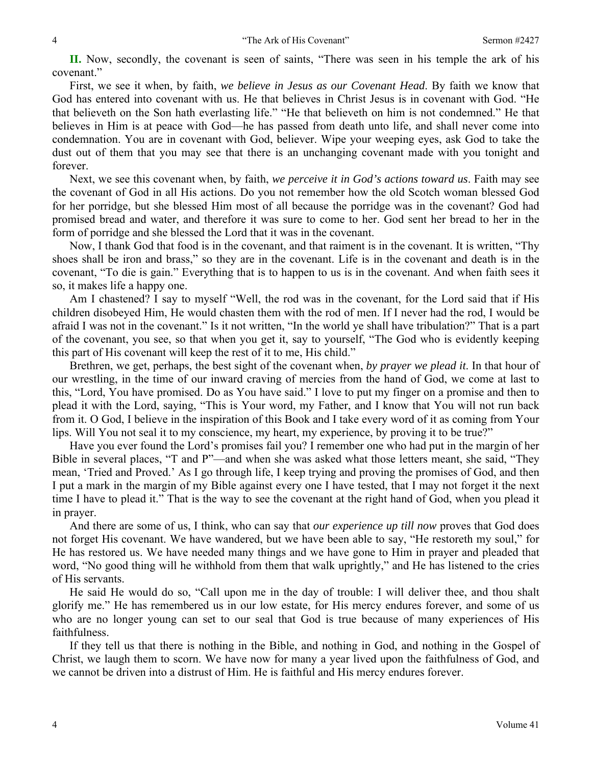**II.** Now, secondly, the covenant is seen of saints, "There was seen in his temple the ark of his covenant."

First, we see it when, by faith, *we believe in Jesus as our Covenant Head*. By faith we know that God has entered into covenant with us. He that believes in Christ Jesus is in covenant with God. "He that believeth on the Son hath everlasting life." "He that believeth on him is not condemned." He that believes in Him is at peace with God—he has passed from death unto life, and shall never come into condemnation. You are in covenant with God, believer. Wipe your weeping eyes, ask God to take the dust out of them that you may see that there is an unchanging covenant made with you tonight and forever.

Next, we see this covenant when, by faith, *we perceive it in God's actions toward us*. Faith may see the covenant of God in all His actions. Do you not remember how the old Scotch woman blessed God for her porridge, but she blessed Him most of all because the porridge was in the covenant? God had promised bread and water, and therefore it was sure to come to her. God sent her bread to her in the form of porridge and she blessed the Lord that it was in the covenant.

Now, I thank God that food is in the covenant, and that raiment is in the covenant. It is written, "Thy shoes shall be iron and brass," so they are in the covenant. Life is in the covenant and death is in the covenant, "To die is gain." Everything that is to happen to us is in the covenant. And when faith sees it so, it makes life a happy one.

Am I chastened? I say to myself "Well, the rod was in the covenant, for the Lord said that if His children disobeyed Him, He would chasten them with the rod of men. If I never had the rod, I would be afraid I was not in the covenant." Is it not written, "In the world ye shall have tribulation?" That is a part of the covenant, you see, so that when you get it, say to yourself, "The God who is evidently keeping this part of His covenant will keep the rest of it to me, His child."

Brethren, we get, perhaps, the best sight of the covenant when, *by prayer we plead it*. In that hour of our wrestling, in the time of our inward craving of mercies from the hand of God, we come at last to this, "Lord, You have promised. Do as You have said." I love to put my finger on a promise and then to plead it with the Lord, saying, "This is Your word, my Father, and I know that You will not run back from it. O God, I believe in the inspiration of this Book and I take every word of it as coming from Your lips. Will You not seal it to my conscience, my heart, my experience, by proving it to be true?"

Have you ever found the Lord's promises fail you? I remember one who had put in the margin of her Bible in several places, "T and P"—and when she was asked what those letters meant, she said, "They mean, 'Tried and Proved.' As I go through life, I keep trying and proving the promises of God, and then I put a mark in the margin of my Bible against every one I have tested, that I may not forget it the next time I have to plead it." That is the way to see the covenant at the right hand of God, when you plead it in prayer.

And there are some of us, I think, who can say that *our experience up till now* proves that God does not forget His covenant. We have wandered, but we have been able to say, "He restoreth my soul," for He has restored us. We have needed many things and we have gone to Him in prayer and pleaded that word, "No good thing will he withhold from them that walk uprightly," and He has listened to the cries of His servants.

He said He would do so, "Call upon me in the day of trouble: I will deliver thee, and thou shalt glorify me." He has remembered us in our low estate, for His mercy endures forever, and some of us who are no longer young can set to our seal that God is true because of many experiences of His faithfulness.

If they tell us that there is nothing in the Bible, and nothing in God, and nothing in the Gospel of Christ, we laugh them to scorn. We have now for many a year lived upon the faithfulness of God, and we cannot be driven into a distrust of Him. He is faithful and His mercy endures forever.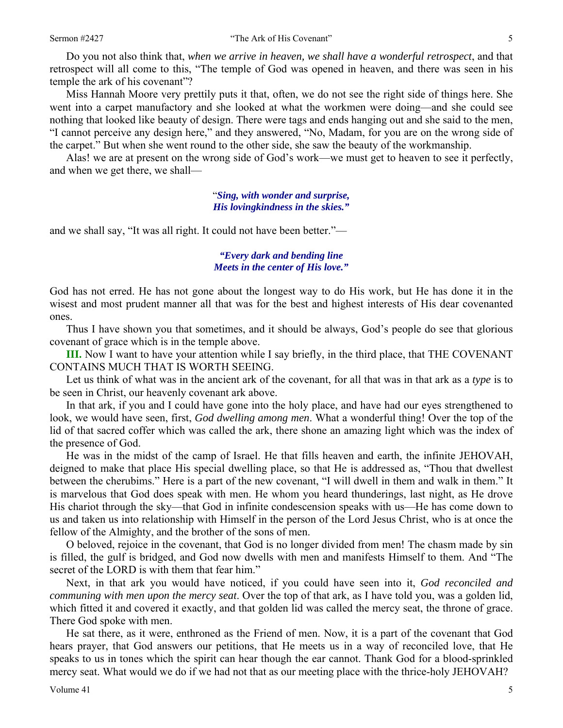Do you not also think that, *when we arrive in heaven, we shall have a wonderful retrospect*, and that retrospect will all come to this, "The temple of God was opened in heaven, and there was seen in his temple the ark of his covenant"?

Miss Hannah Moore very prettily puts it that, often, we do not see the right side of things here. She went into a carpet manufactory and she looked at what the workmen were doing—and she could see nothing that looked like beauty of design. There were tags and ends hanging out and she said to the men, "I cannot perceive any design here," and they answered, "No, Madam, for you are on the wrong side of the carpet." But when she went round to the other side, she saw the beauty of the workmanship.

Alas! we are at present on the wrong side of God's work—we must get to heaven to see it perfectly, and when we get there, we shall—

> "***Sing, with wonder and surprise,***
> ***His lovingkindness in the skies."***

and we shall say, "It was all right. It could not have been better."—

> ***"Every dark and bending line***
> ***Meets in the center of His love."***

God has not erred. He has not gone about the longest way to do His work, but He has done it in the wisest and most prudent manner all that was for the best and highest interests of His dear covenanted ones.

Thus I have shown you that sometimes, and it should be always, God's people do see that glorious covenant of grace which is in the temple above.

**III.** Now I want to have your attention while I say briefly, in the third place, that THE COVENANT CONTAINS MUCH THAT IS WORTH SEEING.

Let us think of what was in the ancient ark of the covenant, for all that was in that ark as a *type* is to be seen in Christ, our heavenly covenant ark above.

In that ark, if you and I could have gone into the holy place, and have had our eyes strengthened to look, we would have seen, first, *God dwelling among men*. What a wonderful thing! Over the top of the lid of that sacred coffer which was called the ark, there shone an amazing light which was the index of the presence of God.

He was in the midst of the camp of Israel. He that fills heaven and earth, the infinite JEHOVAH, deigned to make that place His special dwelling place, so that He is addressed as, "Thou that dwellest between the cherubims." Here is a part of the new covenant, "I will dwell in them and walk in them." It is marvelous that God does speak with men. He whom you heard thunderings, last night, as He drove His chariot through the sky—that God in infinite condescension speaks with us—He has come down to us and taken us into relationship with Himself in the person of the Lord Jesus Christ, who is at once the fellow of the Almighty, and the brother of the sons of men.

O beloved, rejoice in the covenant, that God is no longer divided from men! The chasm made by sin is filled, the gulf is bridged, and God now dwells with men and manifests Himself to them. And "The secret of the LORD is with them that fear him."

Next, in that ark you would have noticed, if you could have seen into it, *God reconciled and communing with men upon the mercy seat*. Over the top of that ark, as I have told you, was a golden lid, which fitted it and covered it exactly, and that golden lid was called the mercy seat, the throne of grace. There God spoke with men.

He sat there, as it were, enthroned as the Friend of men. Now, it is a part of the covenant that God hears prayer, that God answers our petitions, that He meets us in a way of reconciled love, that He speaks to us in tones which the spirit can hear though the ear cannot. Thank God for a blood-sprinkled mercy seat. What would we do if we had not that as our meeting place with the thrice-holy JEHOVAH?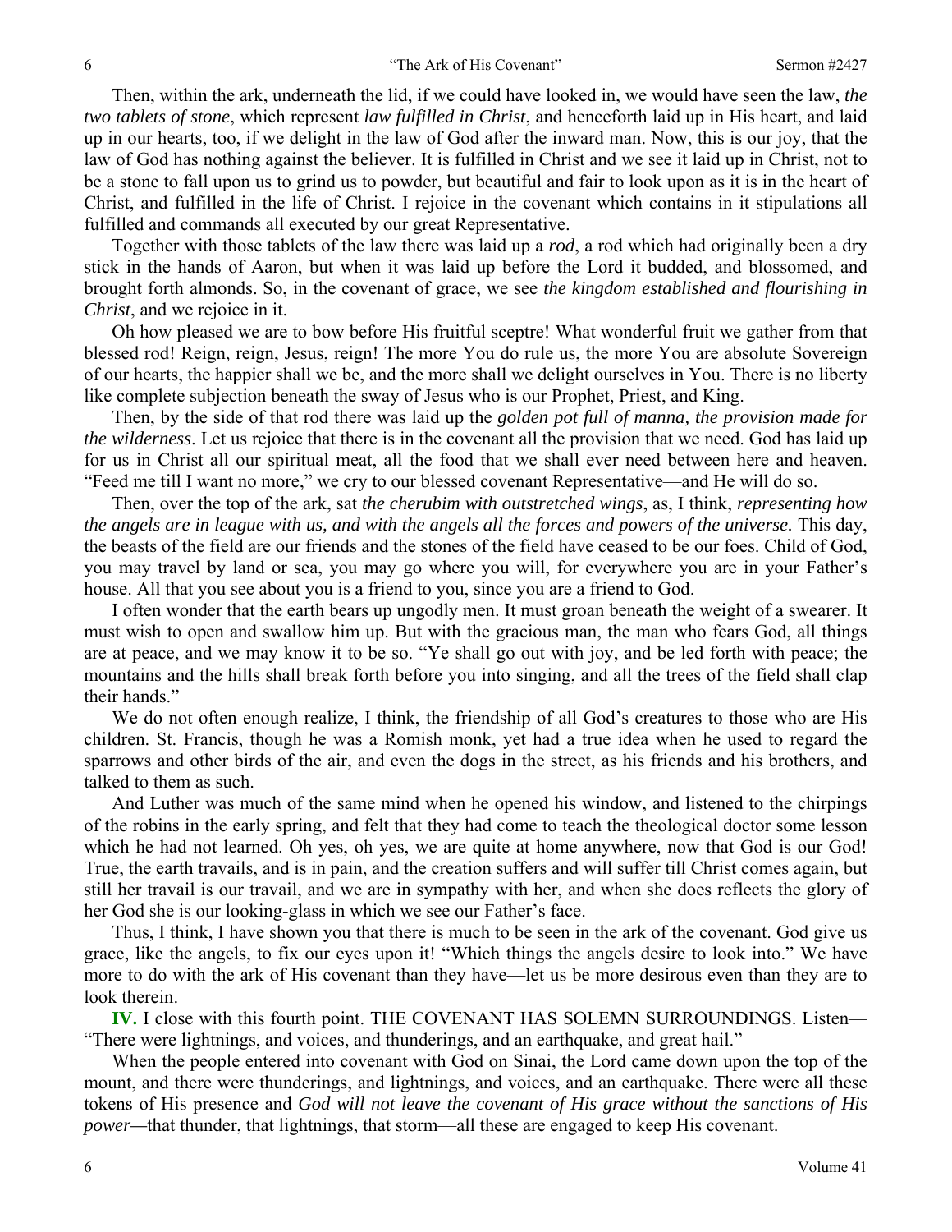Then, within the ark, underneath the lid, if we could have looked in, we would have seen the law, *the two tablets of stone*, which represent *law fulfilled in Christ*, and henceforth laid up in His heart, and laid up in our hearts, too, if we delight in the law of God after the inward man. Now, this is our joy, that the law of God has nothing against the believer. It is fulfilled in Christ and we see it laid up in Christ, not to be a stone to fall upon us to grind us to powder, but beautiful and fair to look upon as it is in the heart of Christ, and fulfilled in the life of Christ. I rejoice in the covenant which contains in it stipulations all fulfilled and commands all executed by our great Representative.

Together with those tablets of the law there was laid up a *rod*, a rod which had originally been a dry stick in the hands of Aaron, but when it was laid up before the Lord it budded, and blossomed, and brought forth almonds. So, in the covenant of grace, we see *the kingdom established and flourishing in Christ*, and we rejoice in it.

Oh how pleased we are to bow before His fruitful sceptre! What wonderful fruit we gather from that blessed rod! Reign, reign, Jesus, reign! The more You do rule us, the more You are absolute Sovereign of our hearts, the happier shall we be, and the more shall we delight ourselves in You. There is no liberty like complete subjection beneath the sway of Jesus who is our Prophet, Priest, and King.

Then, by the side of that rod there was laid up the *golden pot full of manna, the provision made for the wilderness*. Let us rejoice that there is in the covenant all the provision that we need. God has laid up for us in Christ all our spiritual meat, all the food that we shall ever need between here and heaven. "Feed me till I want no more," we cry to our blessed covenant Representative—and He will do so.

Then, over the top of the ark, sat *the cherubim with outstretched wings*, as, I think, *representing how the angels are in league with us, and with the angels all the forces and powers of the universe.* This day, the beasts of the field are our friends and the stones of the field have ceased to be our foes. Child of God, you may travel by land or sea, you may go where you will, for everywhere you are in your Father's house. All that you see about you is a friend to you, since you are a friend to God.

I often wonder that the earth bears up ungodly men. It must groan beneath the weight of a swearer. It must wish to open and swallow him up. But with the gracious man, the man who fears God, all things are at peace, and we may know it to be so. "Ye shall go out with joy, and be led forth with peace; the mountains and the hills shall break forth before you into singing, and all the trees of the field shall clap their hands."

We do not often enough realize, I think, the friendship of all God's creatures to those who are His children. St. Francis, though he was a Romish monk, yet had a true idea when he used to regard the sparrows and other birds of the air, and even the dogs in the street, as his friends and his brothers, and talked to them as such.

And Luther was much of the same mind when he opened his window, and listened to the chirpings of the robins in the early spring, and felt that they had come to teach the theological doctor some lesson which he had not learned. Oh yes, oh yes, we are quite at home anywhere, now that God is our God! True, the earth travails, and is in pain, and the creation suffers and will suffer till Christ comes again, but still her travail is our travail, and we are in sympathy with her, and when she does reflects the glory of her God she is our looking-glass in which we see our Father's face.

Thus, I think, I have shown you that there is much to be seen in the ark of the covenant. God give us grace, like the angels, to fix our eyes upon it! "Which things the angels desire to look into." We have more to do with the ark of His covenant than they have—let us be more desirous even than they are to look therein.

**IV.** I close with this fourth point. THE COVENANT HAS SOLEMN SURROUNDINGS. Listen—"There were lightnings, and voices, and thunderings, and an earthquake, and great hail."

When the people entered into covenant with God on Sinai, the Lord came down upon the top of the mount, and there were thunderings, and lightnings, and voices, and an earthquake. There were all these tokens of His presence and *God will not leave the covenant of His grace without the sanctions of His power*—that thunder, that lightnings, that storm—all these are engaged to keep His covenant.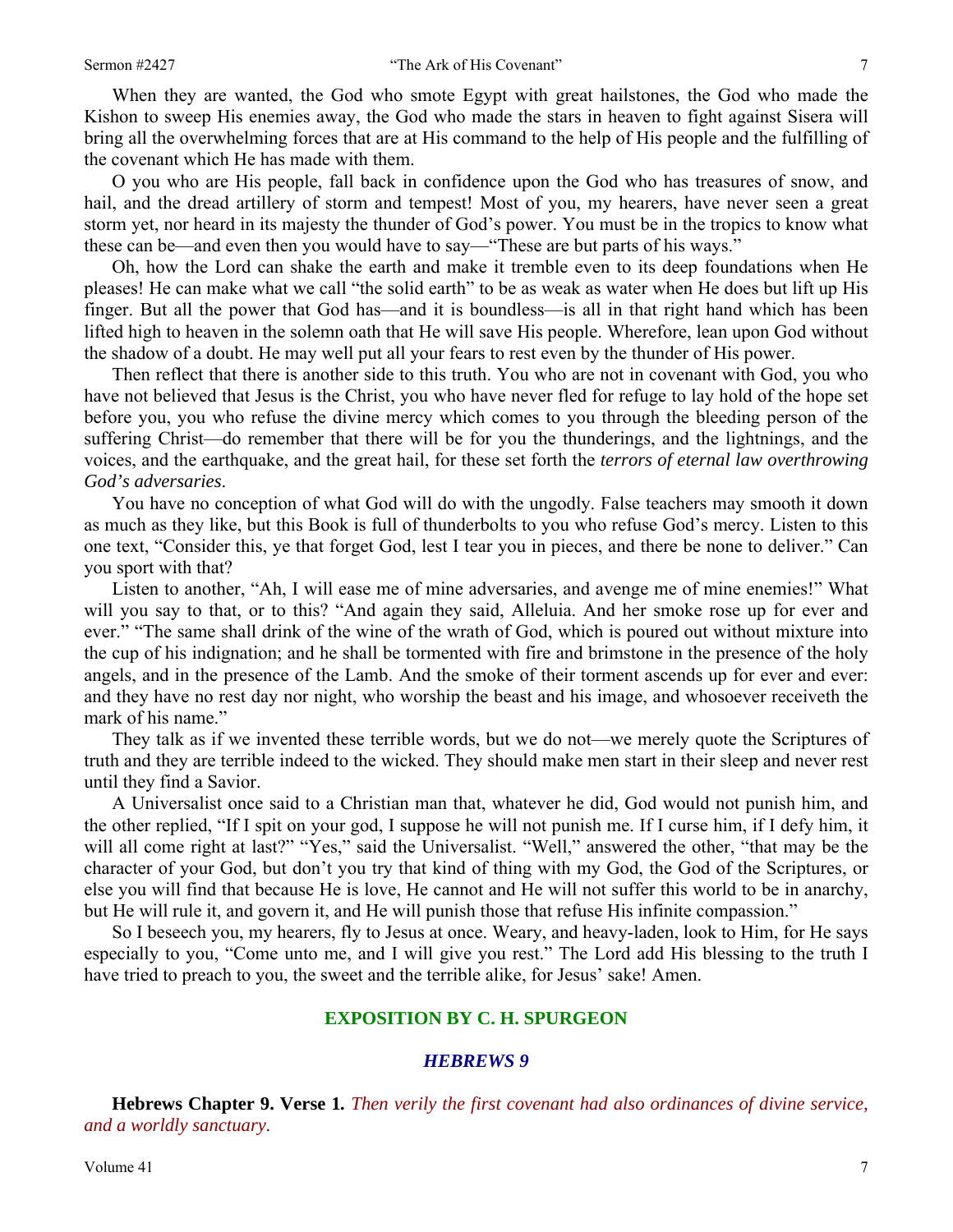When they are wanted, the God who smote Egypt with great hailstones, the God who made the Kishon to sweep His enemies away, the God who made the stars in heaven to fight against Sisera will bring all the overwhelming forces that are at His command to the help of His people and the fulfilling of the covenant which He has made with them.

O you who are His people, fall back in confidence upon the God who has treasures of snow, and hail, and the dread artillery of storm and tempest! Most of you, my hearers, have never seen a great storm yet, nor heard in its majesty the thunder of God's power. You must be in the tropics to know what these can be—and even then you would have to say—"These are but parts of his ways."

Oh, how the Lord can shake the earth and make it tremble even to its deep foundations when He pleases! He can make what we call "the solid earth" to be as weak as water when He does but lift up His finger. But all the power that God has—and it is boundless—is all in that right hand which has been lifted high to heaven in the solemn oath that He will save His people. Wherefore, lean upon God without the shadow of a doubt. He may well put all your fears to rest even by the thunder of His power.

Then reflect that there is another side to this truth. You who are not in covenant with God, you who have not believed that Jesus is the Christ, you who have never fled for refuge to lay hold of the hope set before you, you who refuse the divine mercy which comes to you through the bleeding person of the suffering Christ—do remember that there will be for you the thunderings, and the lightnings, and the voices, and the earthquake, and the great hail, for these set forth the *terrors of eternal law overthrowing God's adversaries*.

You have no conception of what God will do with the ungodly. False teachers may smooth it down as much as they like, but this Book is full of thunderbolts to you who refuse God's mercy. Listen to this one text, "Consider this, ye that forget God, lest I tear you in pieces, and there be none to deliver." Can you sport with that?

Listen to another, "Ah, I will ease me of mine adversaries, and avenge me of mine enemies!" What will you say to that, or to this? "And again they said, Alleluia. And her smoke rose up for ever and ever." "The same shall drink of the wine of the wrath of God, which is poured out without mixture into the cup of his indignation; and he shall be tormented with fire and brimstone in the presence of the holy angels, and in the presence of the Lamb. And the smoke of their torment ascends up for ever and ever: and they have no rest day nor night, who worship the beast and his image, and whosoever receiveth the mark of his name."

They talk as if we invented these terrible words, but we do not—we merely quote the Scriptures of truth and they are terrible indeed to the wicked. They should make men start in their sleep and never rest until they find a Savior.

A Universalist once said to a Christian man that, whatever he did, God would not punish him, and the other replied, "If I spit on your god, I suppose he will not punish me. If I curse him, if I defy him, it will all come right at last?" "Yes," said the Universalist. "Well," answered the other, "that may be the character of your God, but don't you try that kind of thing with my God, the God of the Scriptures, or else you will find that because He is love, He cannot and He will not suffer this world to be in anarchy, but He will rule it, and govern it, and He will punish those that refuse His infinite compassion."

So I beseech you, my hearers, fly to Jesus at once. Weary, and heavy-laden, look to Him, for He says especially to you, "Come unto me, and I will give you rest." The Lord add His blessing to the truth I have tried to preach to you, the sweet and the terrible alike, for Jesus' sake! Amen.

## EXPOSITION BY C. H. SPURGEON

### *HEBREWS 9*

**Hebrews Chapter 9. Verse 1.** *Then verily the first covenant had also ordinances of divine service, and a worldly sanctuary.*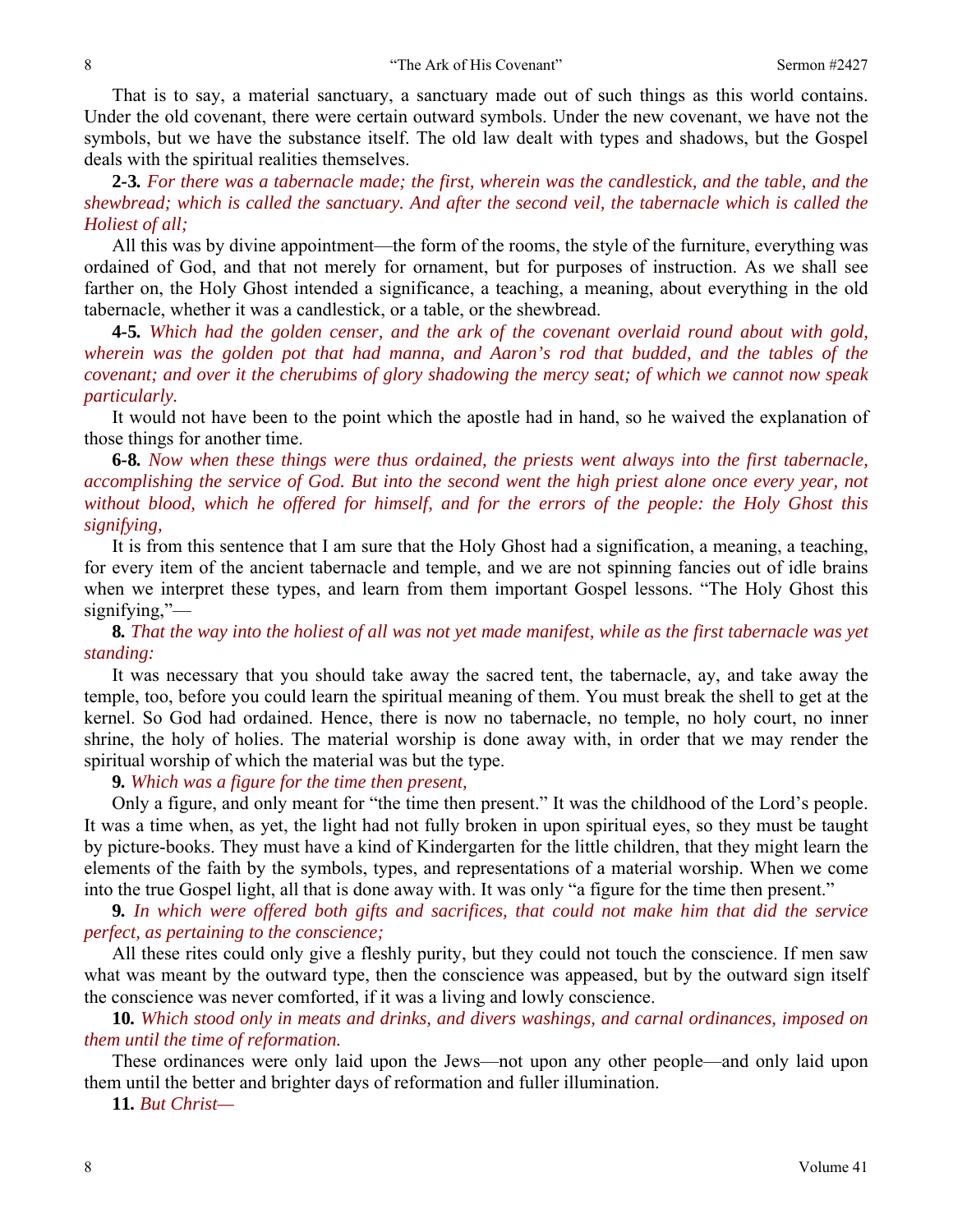That is to say, a material sanctuary, a sanctuary made out of such things as this world contains. Under the old covenant, there were certain outward symbols. Under the new covenant, we have not the symbols, but we have the substance itself. The old law dealt with types and shadows, but the Gospel deals with the spiritual realities themselves.

**2-3.** *For there was a tabernacle made; the first, wherein was the candlestick, and the table, and the shewbread; which is called the sanctuary. And after the second veil, the tabernacle which is called the Holiest of all;*

All this was by divine appointment—the form of the rooms, the style of the furniture, everything was ordained of God, and that not merely for ornament, but for purposes of instruction. As we shall see farther on, the Holy Ghost intended a significance, a teaching, a meaning, about everything in the old tabernacle, whether it was a candlestick, or a table, or the shewbread.

**4-5.** *Which had the golden censer, and the ark of the covenant overlaid round about with gold, wherein was the golden pot that had manna, and Aaron's rod that budded, and the tables of the covenant; and over it the cherubims of glory shadowing the mercy seat; of which we cannot now speak particularly.*

It would not have been to the point which the apostle had in hand, so he waived the explanation of those things for another time.

**6-8.** *Now when these things were thus ordained, the priests went always into the first tabernacle, accomplishing the service of God. But into the second went the high priest alone once every year, not without blood, which he offered for himself, and for the errors of the people: the Holy Ghost this signifying,*

It is from this sentence that I am sure that the Holy Ghost had a signification, a meaning, a teaching, for every item of the ancient tabernacle and temple, and we are not spinning fancies out of idle brains when we interpret these types, and learn from them important Gospel lessons. "The Holy Ghost this signifying,"—

**8.** *That the way into the holiest of all was not yet made manifest, while as the first tabernacle was yet standing:*

It was necessary that you should take away the sacred tent, the tabernacle, ay, and take away the temple, too, before you could learn the spiritual meaning of them. You must break the shell to get at the kernel. So God had ordained. Hence, there is now no tabernacle, no temple, no holy court, no inner shrine, the holy of holies. The material worship is done away with, in order that we may render the spiritual worship of which the material was but the type.

**9.** *Which was a figure for the time then present,*

Only a figure, and only meant for "the time then present." It was the childhood of the Lord's people. It was a time when, as yet, the light had not fully broken in upon spiritual eyes, so they must be taught by picture-books. They must have a kind of Kindergarten for the little children, that they might learn the elements of the faith by the symbols, types, and representations of a material worship. When we come into the true Gospel light, all that is done away with. It was only "a figure for the time then present."

**9.** *In which were offered both gifts and sacrifices, that could not make him that did the service perfect, as pertaining to the conscience;*

All these rites could only give a fleshly purity, but they could not touch the conscience. If men saw what was meant by the outward type, then the conscience was appeased, but by the outward sign itself the conscience was never comforted, if it was a living and lowly conscience.

**10.** *Which stood only in meats and drinks, and divers washings, and carnal ordinances, imposed on them until the time of reformation.*

These ordinances were only laid upon the Jews—not upon any other people—and only laid upon them until the better and brighter days of reformation and fuller illumination.

**11.** *But Christ—*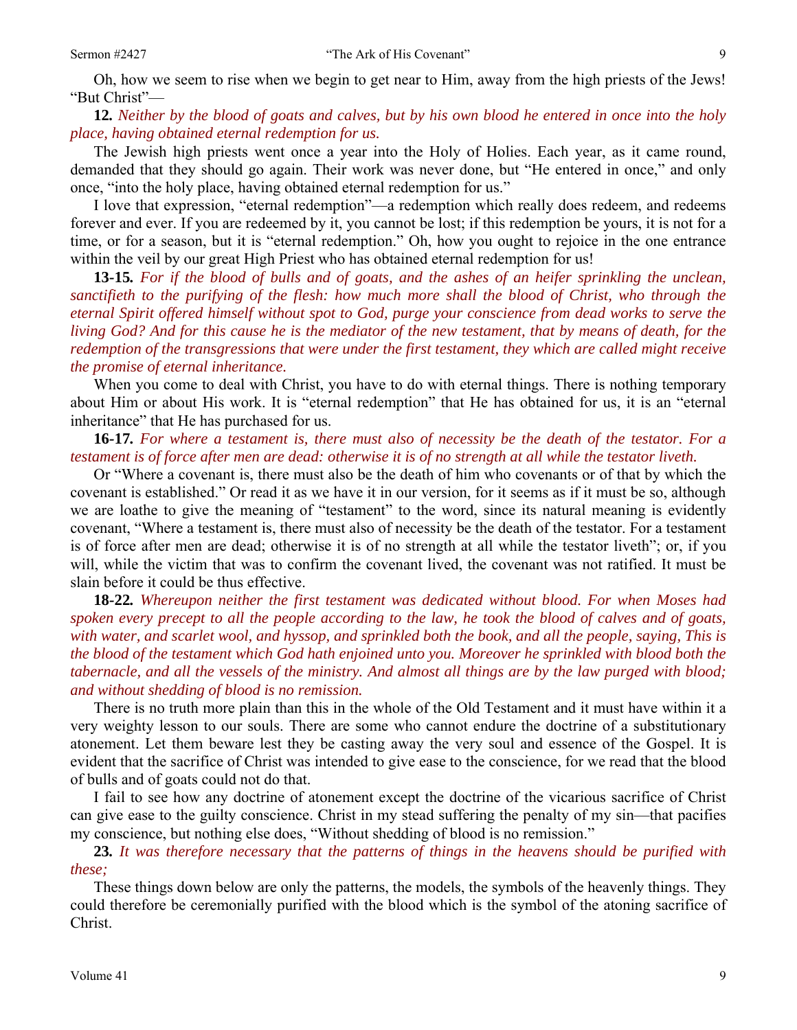Oh, how we seem to rise when we begin to get near to Him, away from the high priests of the Jews! "But Christ"—

**12.** *Neither by the blood of goats and calves, but by his own blood he entered in once into the holy place, having obtained eternal redemption for us.*

The Jewish high priests went once a year into the Holy of Holies. Each year, as it came round, demanded that they should go again. Their work was never done, but "He entered in once," and only once, "into the holy place, having obtained eternal redemption for us."

I love that expression, "eternal redemption"—a redemption which really does redeem, and redeems forever and ever. If you are redeemed by it, you cannot be lost; if this redemption be yours, it is not for a time, or for a season, but it is "eternal redemption." Oh, how you ought to rejoice in the one entrance within the veil by our great High Priest who has obtained eternal redemption for us!

**13-15.** *For if the blood of bulls and of goats, and the ashes of an heifer sprinkling the unclean, sanctifieth to the purifying of the flesh: how much more shall the blood of Christ, who through the eternal Spirit offered himself without spot to God, purge your conscience from dead works to serve the living God? And for this cause he is the mediator of the new testament, that by means of death, for the redemption of the transgressions that were under the first testament, they which are called might receive the promise of eternal inheritance.*

When you come to deal with Christ, you have to do with eternal things. There is nothing temporary about Him or about His work. It is "eternal redemption" that He has obtained for us, it is an "eternal inheritance" that He has purchased for us.

**16-17.** *For where a testament is, there must also of necessity be the death of the testator. For a testament is of force after men are dead: otherwise it is of no strength at all while the testator liveth.*

Or "Where a covenant is, there must also be the death of him who covenants or of that by which the covenant is established." Or read it as we have it in our version, for it seems as if it must be so, although we are loathe to give the meaning of "testament" to the word, since its natural meaning is evidently covenant, "Where a testament is, there must also of necessity be the death of the testator. For a testament is of force after men are dead; otherwise it is of no strength at all while the testator liveth"; or, if you will, while the victim that was to confirm the covenant lived, the covenant was not ratified. It must be slain before it could be thus effective.

**18-22.** *Whereupon neither the first testament was dedicated without blood. For when Moses had spoken every precept to all the people according to the law, he took the blood of calves and of goats, with water, and scarlet wool, and hyssop, and sprinkled both the book, and all the people, saying, This is the blood of the testament which God hath enjoined unto you. Moreover he sprinkled with blood both the tabernacle, and all the vessels of the ministry. And almost all things are by the law purged with blood; and without shedding of blood is no remission.*

There is no truth more plain than this in the whole of the Old Testament and it must have within it a very weighty lesson to our souls. There are some who cannot endure the doctrine of a substitutionary atonement. Let them beware lest they be casting away the very soul and essence of the Gospel. It is evident that the sacrifice of Christ was intended to give ease to the conscience, for we read that the blood of bulls and of goats could not do that.

I fail to see how any doctrine of atonement except the doctrine of the vicarious sacrifice of Christ can give ease to the guilty conscience. Christ in my stead suffering the penalty of my sin—that pacifies my conscience, but nothing else does, "Without shedding of blood is no remission."

**23.** *It was therefore necessary that the patterns of things in the heavens should be purified with these;*

These things down below are only the patterns, the models, the symbols of the heavenly things. They could therefore be ceremonially purified with the blood which is the symbol of the atoning sacrifice of Christ.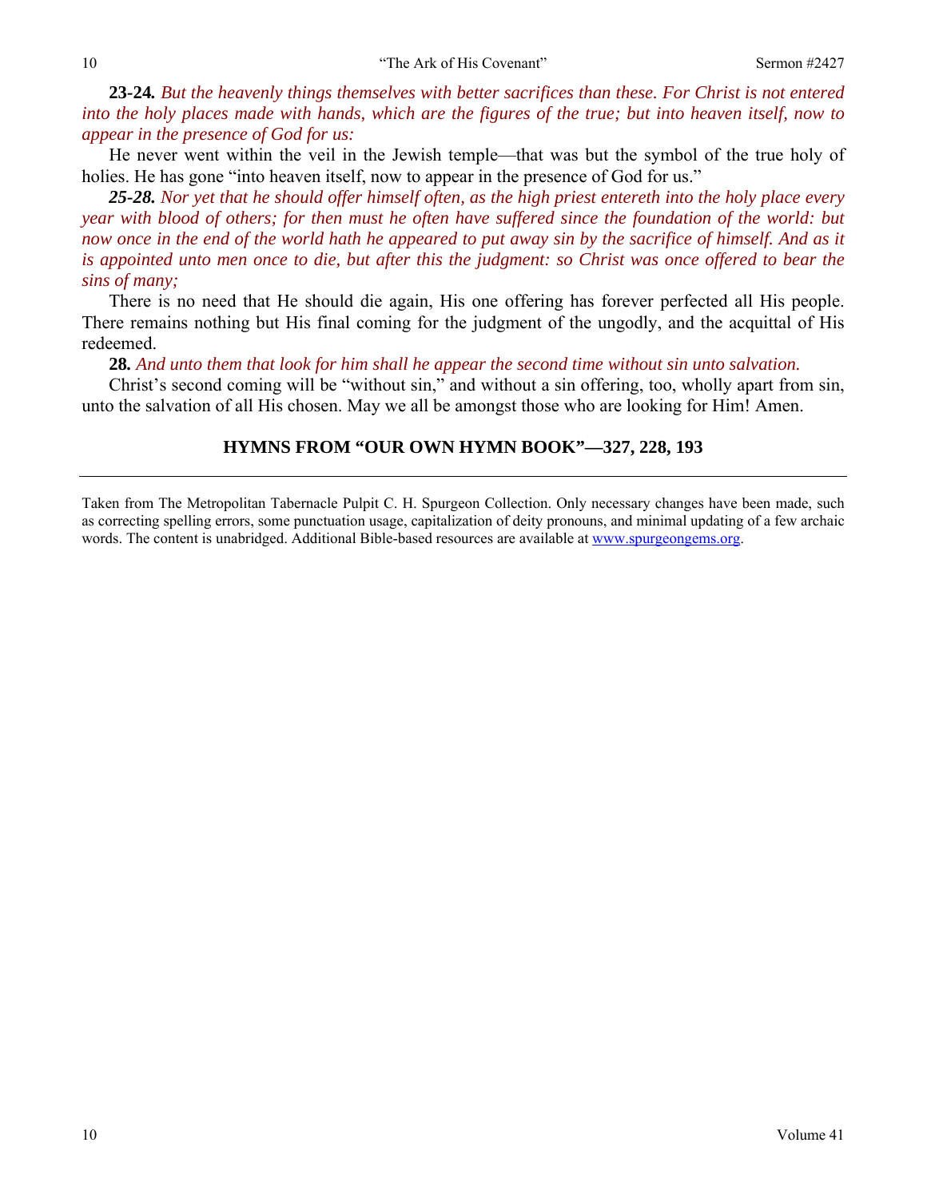**23-24.** *But the heavenly things themselves with better sacrifices than these. For Christ is not entered into the holy places made with hands, which are the figures of the true; but into heaven itself, now to appear in the presence of God for us:*

He never went within the veil in the Jewish temple—that was but the symbol of the true holy of holies. He has gone "into heaven itself, now to appear in the presence of God for us."

***25-28.*** *Nor yet that he should offer himself often, as the high priest entereth into the holy place every year with blood of others; for then must he often have suffered since the foundation of the world: but now once in the end of the world hath he appeared to put away sin by the sacrifice of himself. And as it is appointed unto men once to die, but after this the judgment: so Christ was once offered to bear the sins of many;*

There is no need that He should die again, His one offering has forever perfected all His people. There remains nothing but His final coming for the judgment of the ungodly, and the acquittal of His redeemed.

**28.** *And unto them that look for him shall he appear the second time without sin unto salvation.*

Christ's second coming will be "without sin," and without a sin offering, too, wholly apart from sin, unto the salvation of all His chosen. May we all be amongst those who are looking for Him! Amen.

## HYMNS FROM "OUR OWN HYMN BOOK"—327, 228, 193

---

Taken from The Metropolitan Tabernacle Pulpit C. H. Spurgeon Collection. Only necessary changes have been made, such as correcting spelling errors, some punctuation usage, capitalization of deity pronouns, and minimal updating of a few archaic words. The content is unabridged. Additional Bible-based resources are available at www.spurgeongems.org.